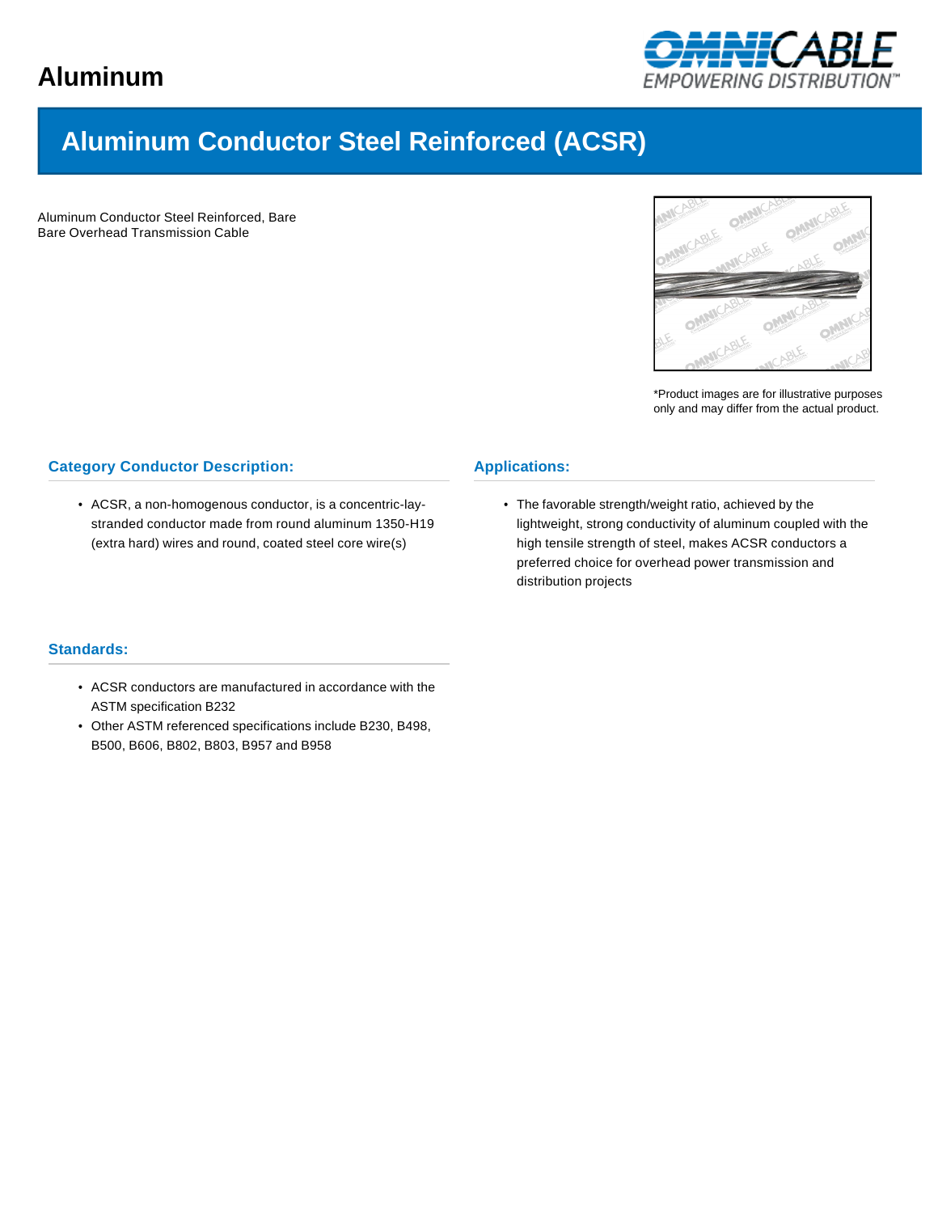# Aluminum

## Aluminum Conductor Steel Reinforced (ACSR)

Aluminum Conductor Steel Reinforced, Bare
Bare Overhead Transmission Cable

*Product images are for illustrative purposes only and may differ from the actual product.

### Category Conductor Description:

- ACSR, a non-homogenous conductor, is a concentric-lay-stranded conductor made from round aluminum 1350-H19 (extra hard) wires and round, coated steel core wire(s)

### Applications:

- The favorable strength/weight ratio, achieved by the lightweight, strong conductivity of aluminum coupled with the high tensile strength of steel, makes ACSR conductors a preferred choice for overhead power transmission and distribution projects

### Standards:

- ACSR conductors are manufactured in accordance with the ASTM specification B232
- Other ASTM referenced specifications include B230, B498, B500, B606, B802, B803, B957 and B958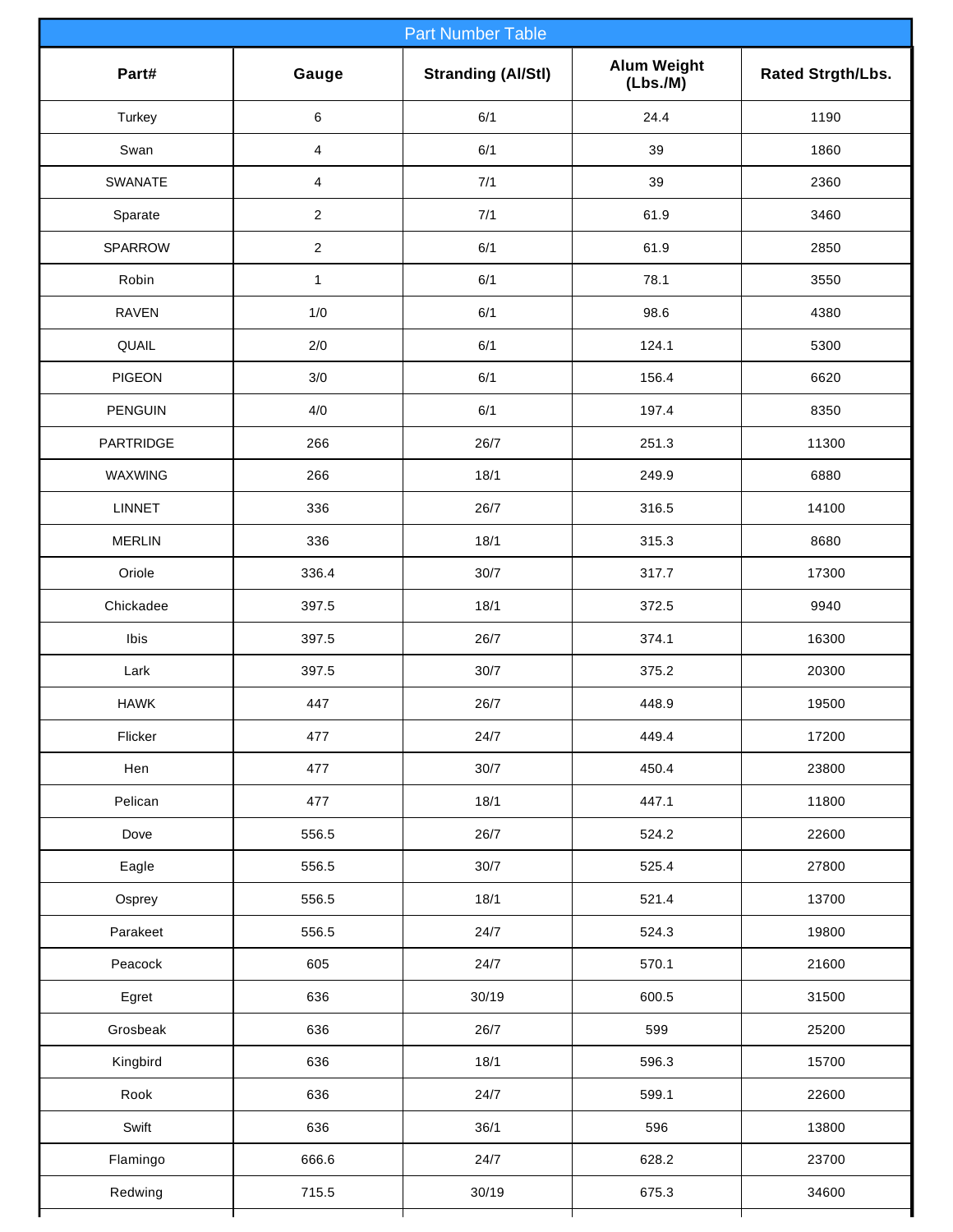| Part Number Table | | | | |
|---|---|---|---|---|
| **Part#** | **Gauge** | **Stranding (Al/Stl)** | **Alum Weight (Lbs./M)** | **Rated Strgth/Lbs.** |
| Turkey | 6 | 6/1 | 24.4 | 1190 |
| Swan | 4 | 6/1 | 39 | 1860 |
| SWANATE | 4 | 7/1 | 39 | 2360 |
| Sparate | 2 | 7/1 | 61.9 | 3460 |
| SPARROW | 2 | 6/1 | 61.9 | 2850 |
| Robin | 1 | 6/1 | 78.1 | 3550 |
| RAVEN | 1/0 | 6/1 | 98.6 | 4380 |
| QUAIL | 2/0 | 6/1 | 124.1 | 5300 |
| PIGEON | 3/0 | 6/1 | 156.4 | 6620 |
| PENGUIN | 4/0 | 6/1 | 197.4 | 8350 |
| PARTRIDGE | 266 | 26/7 | 251.3 | 11300 |
| WAXWING | 266 | 18/1 | 249.9 | 6880 |
| LINNET | 336 | 26/7 | 316.5 | 14100 |
| MERLIN | 336 | 18/1 | 315.3 | 8680 |
| Oriole | 336.4 | 30/7 | 317.7 | 17300 |
| Chickadee | 397.5 | 18/1 | 372.5 | 9940 |
| Ibis | 397.5 | 26/7 | 374.1 | 16300 |
| Lark | 397.5 | 30/7 | 375.2 | 20300 |
| HAWK | 447 | 26/7 | 448.9 | 19500 |
| Flicker | 477 | 24/7 | 449.4 | 17200 |
| Hen | 477 | 30/7 | 450.4 | 23800 |
| Pelican | 477 | 18/1 | 447.1 | 11800 |
| Dove | 556.5 | 26/7 | 524.2 | 22600 |
| Eagle | 556.5 | 30/7 | 525.4 | 27800 |
| Osprey | 556.5 | 18/1 | 521.4 | 13700 |
| Parakeet | 556.5 | 24/7 | 524.3 | 19800 |
| Peacock | 605 | 24/7 | 570.1 | 21600 |
| Egret | 636 | 30/19 | 600.5 | 31500 |
| Grosbeak | 636 | 26/7 | 599 | 25200 |
| Kingbird | 636 | 18/1 | 596.3 | 15700 |
| Rook | 636 | 24/7 | 599.1 | 22600 |
| Swift | 636 | 36/1 | 596 | 13800 |
| Flamingo | 666.6 | 24/7 | 628.2 | 23700 |
| Redwing | 715.5 | 30/19 | 675.3 | 34600 |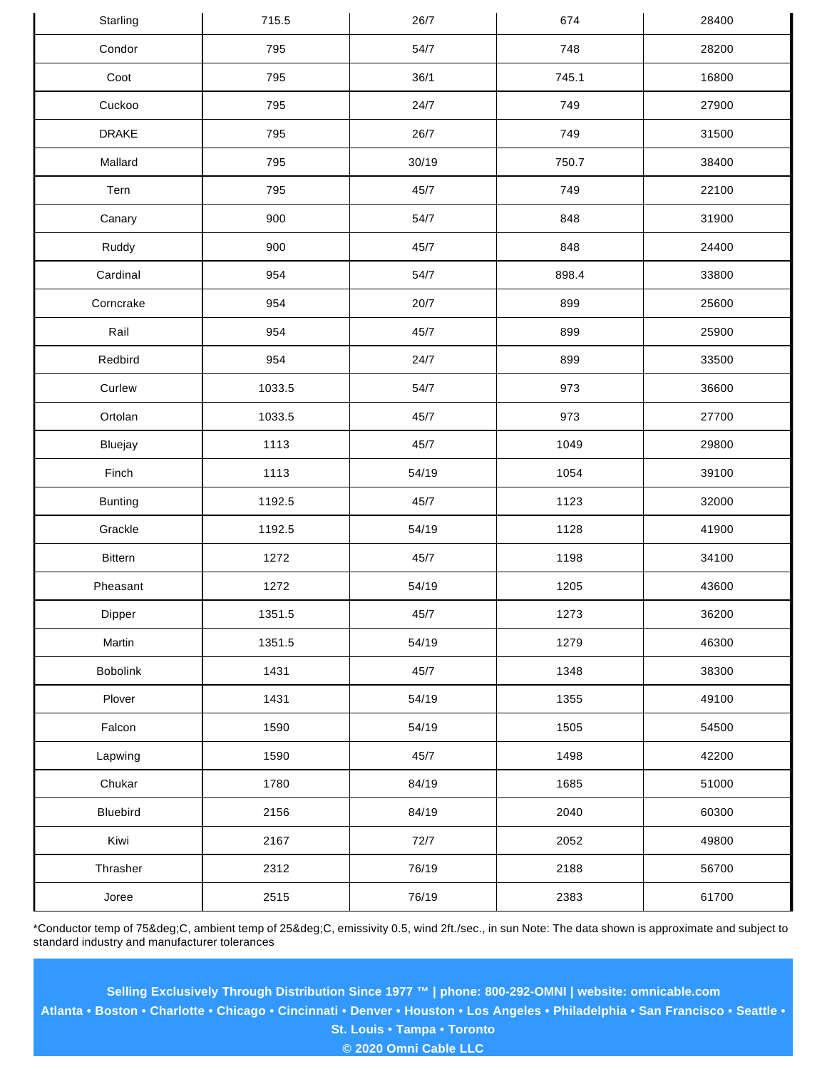| | | | | |
|---|---|---|---|---|
| Starling | 715.5 | 26/7 | 674 | 28400 |
| Condor | 795 | 54/7 | 748 | 28200 |
| Coot | 795 | 36/1 | 745.1 | 16800 |
| Cuckoo | 795 | 24/7 | 749 | 27900 |
| DRAKE | 795 | 26/7 | 749 | 31500 |
| Mallard | 795 | 30/19 | 750.7 | 38400 |
| Tern | 795 | 45/7 | 749 | 22100 |
| Canary | 900 | 54/7 | 848 | 31900 |
| Ruddy | 900 | 45/7 | 848 | 24400 |
| Cardinal | 954 | 54/7 | 898.4 | 33800 |
| Corncrake | 954 | 20/7 | 899 | 25600 |
| Rail | 954 | 45/7 | 899 | 25900 |
| Redbird | 954 | 24/7 | 899 | 33500 |
| Curlew | 1033.5 | 54/7 | 973 | 36600 |
| Ortolan | 1033.5 | 45/7 | 973 | 27700 |
| Bluejay | 1113 | 45/7 | 1049 | 29800 |
| Finch | 1113 | 54/19 | 1054 | 39100 |
| Bunting | 1192.5 | 45/7 | 1123 | 32000 |
| Grackle | 1192.5 | 54/19 | 1128 | 41900 |
| Bittern | 1272 | 45/7 | 1198 | 34100 |
| Pheasant | 1272 | 54/19 | 1205 | 43600 |
| Dipper | 1351.5 | 45/7 | 1273 | 36200 |
| Martin | 1351.5 | 54/19 | 1279 | 46300 |
| Bobolink | 1431 | 45/7 | 1348 | 38300 |
| Plover | 1431 | 54/19 | 1355 | 49100 |
| Falcon | 1590 | 54/19 | 1505 | 54500 |
| Lapwing | 1590 | 45/7 | 1498 | 42200 |
| Chukar | 1780 | 84/19 | 1685 | 51000 |
| Bluebird | 2156 | 84/19 | 2040 | 60300 |
| Kiwi | 2167 | 72/7 | 2052 | 49800 |
| Thrasher | 2312 | 76/19 | 2188 | 56700 |
| Joree | 2515 | 76/19 | 2383 | 61700 |

*Conductor temp of 75&deg;C, ambient temp of 25&deg;C, emissivity 0.5, wind 2ft./sec., in sun Note: The data shown is approximate and subject to standard industry and manufacturer tolerances

**Selling Exclusively Through Distribution Since 1977 ™ | phone: 800-292-OMNI | website: omnicable.com**

**Atlanta • Boston • Charlotte • Chicago • Cincinnati • Denver • Houston • Los Angeles • Philadelphia • San Francisco • Seattle • St. Louis • Tampa • Toronto**

**© 2020 Omni Cable LLC**